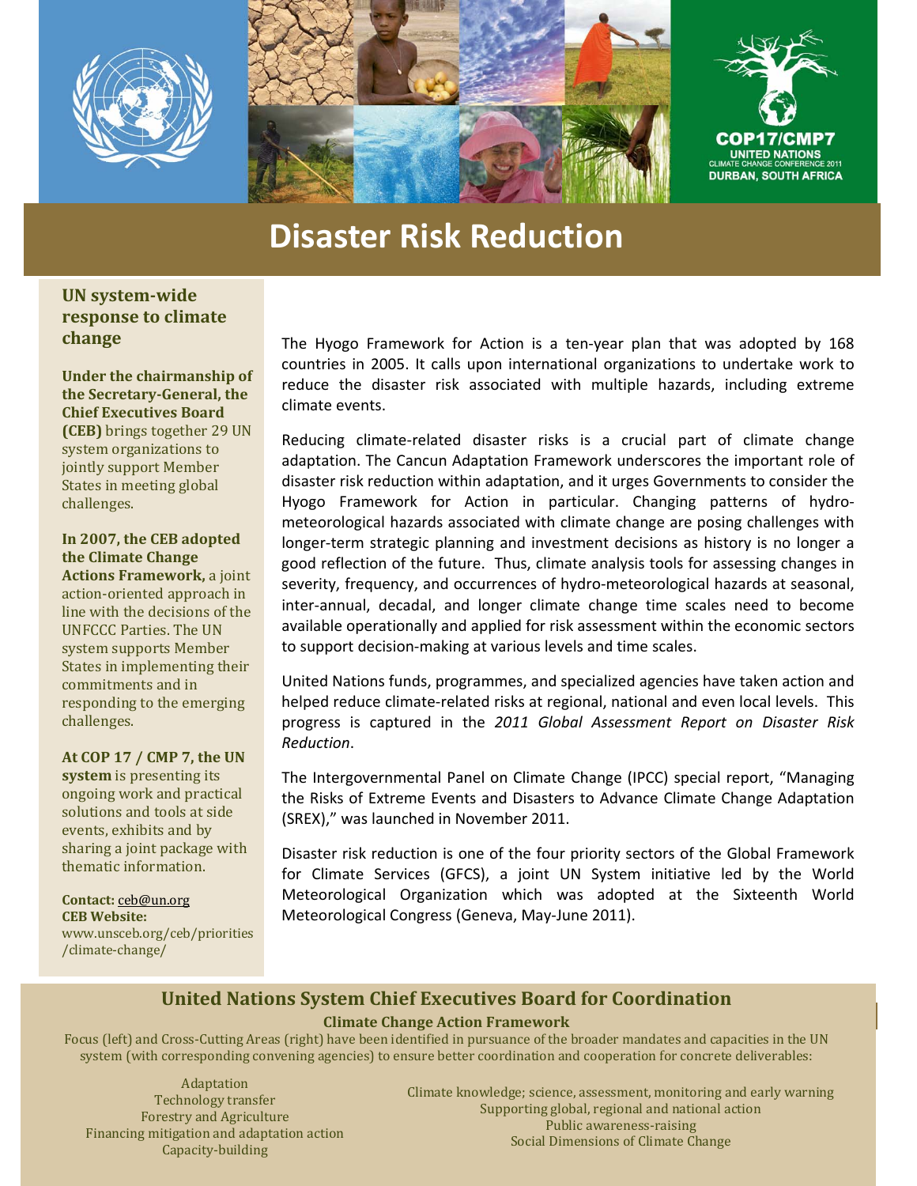COP17/CMP7
UNITED NATIONS
CLIMATE CHANGE CONFERENCE 2011
DURBAN, SOUTH AFRICA

# Disaster Risk Reduction

The Hyogo Framework for Action is a ten-year plan that was adopted by 168 countries in 2005. It calls upon international organizations to undertake work to reduce the disaster risk associated with multiple hazards, including extreme climate events.

Reducing climate-related disaster risks is a crucial part of climate change adaptation. The Cancun Adaptation Framework underscores the important role of disaster risk reduction within adaptation, and it urges Governments to consider the Hyogo Framework for Action in particular. Changing patterns of hydro-meteorological hazards associated with climate change are posing challenges with longer-term strategic planning and investment decisions as history is no longer a good reflection of the future. Thus, climate analysis tools for assessing changes in severity, frequency, and occurrences of hydro-meteorological hazards at seasonal, inter-annual, decadal, and longer climate change time scales need to become available operationally and applied for risk assessment within the economic sectors to support decision-making at various levels and time scales.

United Nations funds, programmes, and specialized agencies have taken action and helped reduce climate-related risks at regional, national and even local levels. This progress is captured in the *2011 Global Assessment Report on Disaster Risk Reduction*.

The Intergovernmental Panel on Climate Change (IPCC) special report, "Managing the Risks of Extreme Events and Disasters to Advance Climate Change Adaptation (SREX)," was launched in November 2011.

Disaster risk reduction is one of the four priority sectors of the Global Framework for Climate Services (GFCS), a joint UN System initiative led by the World Meteorological Organization which was adopted at the Sixteenth World Meteorological Congress (Geneva, May-June 2011).

## UN system-wide response to climate change

**Under the chairmanship of the Secretary-General, the Chief Executives Board (CEB)** brings together 29 UN system organizations to jointly support Member States in meeting global challenges.

**In 2007, the CEB adopted the Climate Change Actions Framework,** a joint action-oriented approach in line with the decisions of the UNFCCC Parties. The UN system supports Member States in implementing their commitments and in responding to the emerging challenges.

**At COP 17 / CMP 7, the UN system** is presenting its ongoing work and practical solutions and tools at side events, exhibits and by sharing a joint package with thematic information.

**Contact:** ceb@un.org
**CEB Website:** www.unsceb.org/ceb/priorities/climate-change/

## United Nations System Chief Executives Board for Coordination

### Climate Change Action Framework

Focus (left) and Cross-Cutting Areas (right) have been identified in pursuance of the broader mandates and capacities in the UN system (with corresponding convening agencies) to ensure better coordination and cooperation for concrete deliverables:

Adaptation
Technology transfer
Forestry and Agriculture
Financing mitigation and adaptation action
Capacity-building

Climate knowledge; science, assessment, monitoring and early warning
Supporting global, regional and national action
Public awareness-raising
Social Dimensions of Climate Change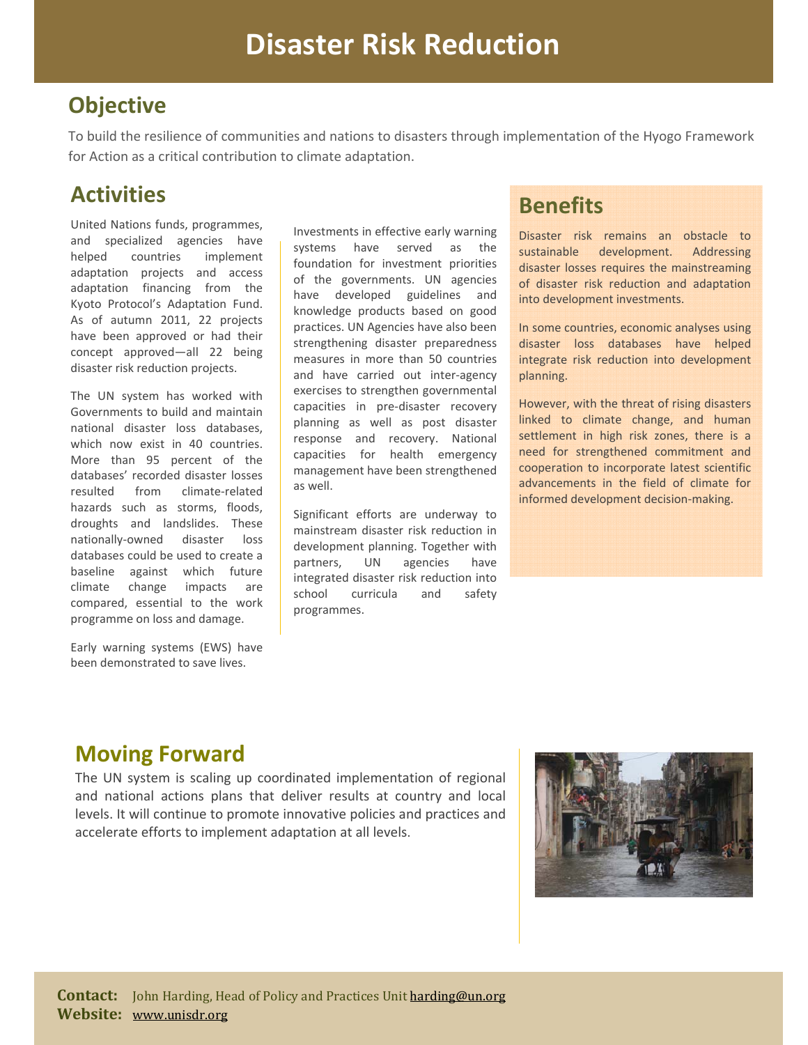# Disaster Risk Reduction

## Objective

To build the resilience of communities and nations to disasters through implementation of the Hyogo Framework for Action as a critical contribution to climate adaptation.

## Activities

United Nations funds, programmes, and specialized agencies have helped countries implement adaptation projects and access adaptation financing from the Kyoto Protocol's Adaptation Fund. As of autumn 2011, 22 projects have been approved or had their concept approved—all 22 being disaster risk reduction projects.

The UN system has worked with Governments to build and maintain national disaster loss databases, which now exist in 40 countries. More than 95 percent of the databases' recorded disaster losses resulted from climate-related hazards such as storms, floods, droughts and landslides. These nationally-owned disaster loss databases could be used to create a baseline against which future climate change impacts are compared, essential to the work programme on loss and damage.

Early warning systems (EWS) have been demonstrated to save lives.

Investments in effective early warning systems have served as the foundation for investment priorities of the governments. UN agencies have developed guidelines and knowledge products based on good practices. UN Agencies have also been strengthening disaster preparedness measures in more than 50 countries and have carried out inter-agency exercises to strengthen governmental capacities in pre-disaster recovery planning as well as post disaster response and recovery. National capacities for health emergency management have been strengthened as well.

Significant efforts are underway to mainstream disaster risk reduction in development planning. Together with partners, UN agencies have integrated disaster risk reduction into school curricula and safety programmes.

## Benefits

Disaster risk remains an obstacle to sustainable development. Addressing disaster losses requires the mainstreaming of disaster risk reduction and adaptation into development investments.

In some countries, economic analyses using disaster loss databases have helped integrate risk reduction into development planning.

However, with the threat of rising disasters linked to climate change, and human settlement in high risk zones, there is a need for strengthened commitment and cooperation to incorporate latest scientific advancements in the field of climate for informed development decision-making.

## Moving Forward

The UN system is scaling up coordinated implementation of regional and national actions plans that deliver results at country and local levels. It will continue to promote innovative policies and practices and accelerate efforts to implement adaptation at all levels.

**Contact:** John Harding, Head of Policy and Practices Unit harding@un.org
**Website:** www.unisdr.org